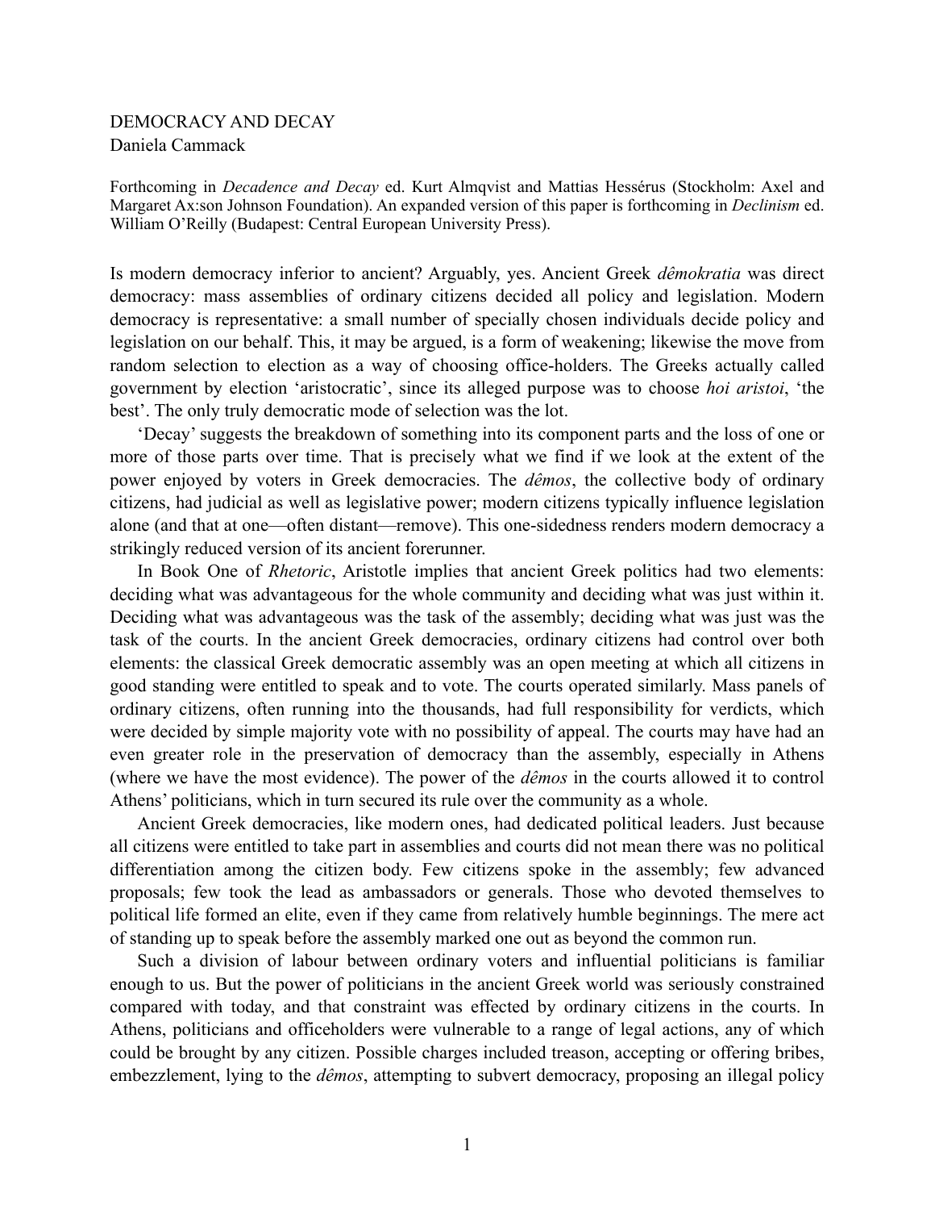# DEMOCRACY AND DECAY

Daniela Cammack

Forthcoming in *Decadence and Decay* ed. Kurt Almqvist and Mattias Hessérus (Stockholm: Axel and Margaret Ax:son Johnson Foundation). An expanded version of this paper is forthcoming in *Declinism* ed. William O'Reilly (Budapest: Central European University Press).

Is modern democracy inferior to ancient? Arguably, yes. Ancient Greek *dêmokratia* was direct democracy: mass assemblies of ordinary citizens decided all policy and legislation. Modern democracy is representative: a small number of specially chosen individuals decide policy and legislation on our behalf. This, it may be argued, is a form of weakening; likewise the move from random selection to election as a way of choosing office-holders. The Greeks actually called government by election 'aristocratic', since its alleged purpose was to choose *hoi aristoi*, 'the best'. The only truly democratic mode of selection was the lot.

'Decay' suggests the breakdown of something into its component parts and the loss of one or more of those parts over time. That is precisely what we find if we look at the extent of the power enjoyed by voters in Greek democracies. The *dêmos*, the collective body of ordinary citizens, had judicial as well as legislative power; modern citizens typically influence legislation alone (and that at one—often distant—remove). This one-sidedness renders modern democracy a strikingly reduced version of its ancient forerunner.

In Book One of *Rhetoric*, Aristotle implies that ancient Greek politics had two elements: deciding what was advantageous for the whole community and deciding what was just within it. Deciding what was advantageous was the task of the assembly; deciding what was just was the task of the courts. In the ancient Greek democracies, ordinary citizens had control over both elements: the classical Greek democratic assembly was an open meeting at which all citizens in good standing were entitled to speak and to vote. The courts operated similarly. Mass panels of ordinary citizens, often running into the thousands, had full responsibility for verdicts, which were decided by simple majority vote with no possibility of appeal. The courts may have had an even greater role in the preservation of democracy than the assembly, especially in Athens (where we have the most evidence). The power of the *dêmos* in the courts allowed it to control Athens' politicians, which in turn secured its rule over the community as a whole.

Ancient Greek democracies, like modern ones, had dedicated political leaders. Just because all citizens were entitled to take part in assemblies and courts did not mean there was no political differentiation among the citizen body. Few citizens spoke in the assembly; few advanced proposals; few took the lead as ambassadors or generals. Those who devoted themselves to political life formed an elite, even if they came from relatively humble beginnings. The mere act of standing up to speak before the assembly marked one out as beyond the common run.

Such a division of labour between ordinary voters and influential politicians is familiar enough to us. But the power of politicians in the ancient Greek world was seriously constrained compared with today, and that constraint was effected by ordinary citizens in the courts. In Athens, politicians and officeholders were vulnerable to a range of legal actions, any of which could be brought by any citizen. Possible charges included treason, accepting or offering bribes, embezzlement, lying to the *dêmos*, attempting to subvert democracy, proposing an illegal policy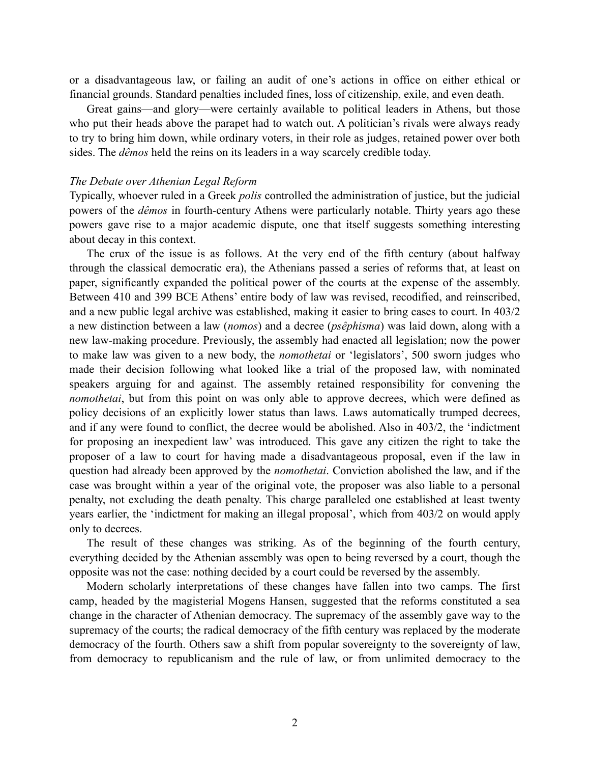or a disadvantageous law, or failing an audit of one's actions in office on either ethical or financial grounds. Standard penalties included fines, loss of citizenship, exile, and even death.

Great gains—and glory—were certainly available to political leaders in Athens, but those who put their heads above the parapet had to watch out. A politician's rivals were always ready to try to bring him down, while ordinary voters, in their role as judges, retained power over both sides. The *dêmos* held the reins on its leaders in a way scarcely credible today.

*The Debate over Athenian Legal Reform*

Typically, whoever ruled in a Greek *polis* controlled the administration of justice, but the judicial powers of the *dêmos* in fourth-century Athens were particularly notable. Thirty years ago these powers gave rise to a major academic dispute, one that itself suggests something interesting about decay in this context.

The crux of the issue is as follows. At the very end of the fifth century (about halfway through the classical democratic era), the Athenians passed a series of reforms that, at least on paper, significantly expanded the political power of the courts at the expense of the assembly. Between 410 and 399 BCE Athens' entire body of law was revised, recodified, and reinscribed, and a new public legal archive was established, making it easier to bring cases to court. In 403/2 a new distinction between a law (*nomos*) and a decree (*psêphisma*) was laid down, along with a new law-making procedure. Previously, the assembly had enacted all legislation; now the power to make law was given to a new body, the *nomothetai* or 'legislators', 500 sworn judges who made their decision following what looked like a trial of the proposed law, with nominated speakers arguing for and against. The assembly retained responsibility for convening the *nomothetai*, but from this point on was only able to approve decrees, which were defined as policy decisions of an explicitly lower status than laws. Laws automatically trumped decrees, and if any were found to conflict, the decree would be abolished. Also in 403/2, the 'indictment for proposing an inexpedient law' was introduced. This gave any citizen the right to take the proposer of a law to court for having made a disadvantageous proposal, even if the law in question had already been approved by the *nomothetai*. Conviction abolished the law, and if the case was brought within a year of the original vote, the proposer was also liable to a personal penalty, not excluding the death penalty. This charge paralleled one established at least twenty years earlier, the 'indictment for making an illegal proposal', which from 403/2 on would apply only to decrees.

The result of these changes was striking. As of the beginning of the fourth century, everything decided by the Athenian assembly was open to being reversed by a court, though the opposite was not the case: nothing decided by a court could be reversed by the assembly.

Modern scholarly interpretations of these changes have fallen into two camps. The first camp, headed by the magisterial Mogens Hansen, suggested that the reforms constituted a sea change in the character of Athenian democracy. The supremacy of the assembly gave way to the supremacy of the courts; the radical democracy of the fifth century was replaced by the moderate democracy of the fourth. Others saw a shift from popular sovereignty to the sovereignty of law, from democracy to republicanism and the rule of law, or from unlimited democracy to the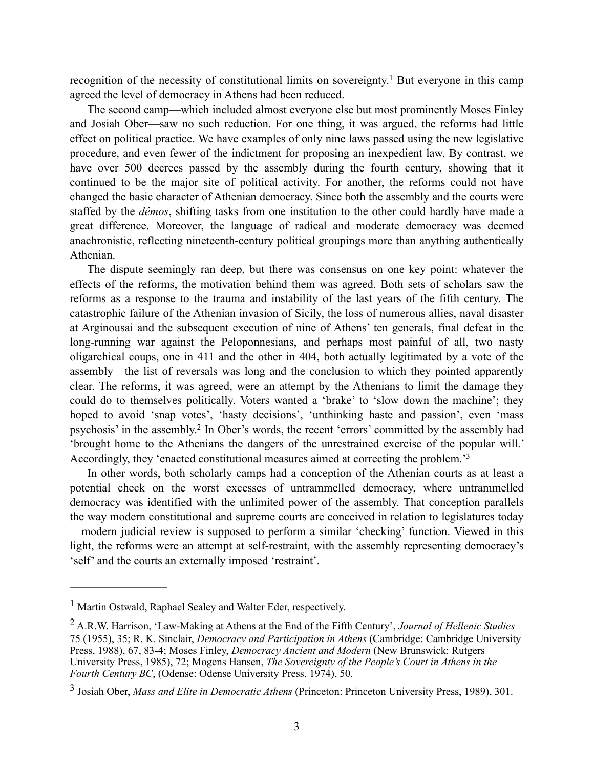recognition of the necessity of constitutional limits on sovereignty.[1] But everyone in this camp agreed the level of democracy in Athens had been reduced.

The second camp—which included almost everyone else but most prominently Moses Finley and Josiah Ober—saw no such reduction. For one thing, it was argued, the reforms had little effect on political practice. We have examples of only nine laws passed using the new legislative procedure, and even fewer of the indictment for proposing an inexpedient law. By contrast, we have over 500 decrees passed by the assembly during the fourth century, showing that it continued to be the major site of political activity. For another, the reforms could not have changed the basic character of Athenian democracy. Since both the assembly and the courts were staffed by the *dêmos*, shifting tasks from one institution to the other could hardly have made a great difference. Moreover, the language of radical and moderate democracy was deemed anachronistic, reflecting nineteenth-century political groupings more than anything authentically Athenian.

The dispute seemingly ran deep, but there was consensus on one key point: whatever the effects of the reforms, the motivation behind them was agreed. Both sets of scholars saw the reforms as a response to the trauma and instability of the last years of the fifth century. The catastrophic failure of the Athenian invasion of Sicily, the loss of numerous allies, naval disaster at Arginousai and the subsequent execution of nine of Athens' ten generals, final defeat in the long-running war against the Peloponnesians, and perhaps most painful of all, two nasty oligarchical coups, one in 411 and the other in 404, both actually legitimated by a vote of the assembly—the list of reversals was long and the conclusion to which they pointed apparently clear. The reforms, it was agreed, were an attempt by the Athenians to limit the damage they could do to themselves politically. Voters wanted a 'brake' to 'slow down the machine'; they hoped to avoid 'snap votes', 'hasty decisions', 'unthinking haste and passion', even 'mass psychosis' in the assembly.[2] In Ober's words, the recent 'errors' committed by the assembly had 'brought home to the Athenians the dangers of the unrestrained exercise of the popular will.' Accordingly, they 'enacted constitutional measures aimed at correcting the problem.'[3]

In other words, both scholarly camps had a conception of the Athenian courts as at least a potential check on the worst excesses of untrammelled democracy, where untrammelled democracy was identified with the unlimited power of the assembly. That conception parallels the way modern constitutional and supreme courts are conceived in relation to legislatures today—modern judicial review is supposed to perform a similar 'checking' function. Viewed in this light, the reforms were an attempt at self-restraint, with the assembly representing democracy's 'self' and the courts an externally imposed 'restraint'.

---

[1] Martin Ostwald, Raphael Sealey and Walter Eder, respectively.

[2] A.R.W. Harrison, 'Law-Making at Athens at the End of the Fifth Century', *Journal of Hellenic Studies* 75 (1955), 35; R. K. Sinclair, *Democracy and Participation in Athens* (Cambridge: Cambridge University Press, 1988), 67, 83-4; Moses Finley, *Democracy Ancient and Modern* (New Brunswick: Rutgers University Press, 1985), 72; Mogens Hansen, *The Sovereignty of the People's Court in Athens in the Fourth Century BC*, (Odense: Odense University Press, 1974), 50.

[3] Josiah Ober, *Mass and Elite in Democratic Athens* (Princeton: Princeton University Press, 1989), 301.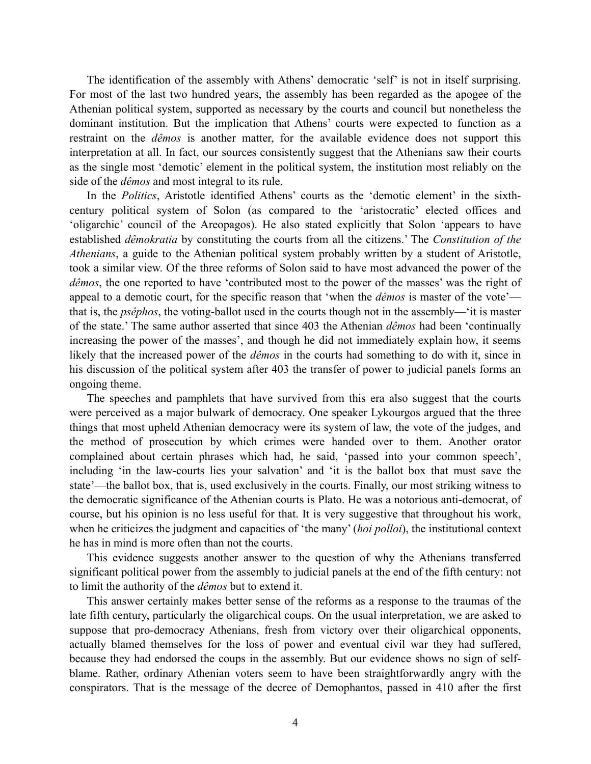The identification of the assembly with Athens' democratic 'self' is not in itself surprising. For most of the last two hundred years, the assembly has been regarded as the apogee of the Athenian political system, supported as necessary by the courts and council but nonetheless the dominant institution. But the implication that Athens' courts were expected to function as a restraint on the *dêmos* is another matter, for the available evidence does not support this interpretation at all. In fact, our sources consistently suggest that the Athenians saw their courts as the single most 'demotic' element in the political system, the institution most reliably on the side of the *dêmos* and most integral to its rule.

In the *Politics*, Aristotle identified Athens' courts as the 'demotic element' in the sixth-century political system of Solon (as compared to the 'aristocratic' elected offices and 'oligarchic' council of the Areopagos). He also stated explicitly that Solon 'appears to have established *dêmokratia* by constituting the courts from all the citizens.' The *Constitution of the Athenians*, a guide to the Athenian political system probably written by a student of Aristotle, took a similar view. Of the three reforms of Solon said to have most advanced the power of the *dêmos*, the one reported to have 'contributed most to the power of the masses' was the right of appeal to a demotic court, for the specific reason that 'when the *dêmos* is master of the vote'—that is, the *psêphos*, the voting-ballot used in the courts though not in the assembly—'it is master of the state.' The same author asserted that since 403 the Athenian *dêmos* had been 'continually increasing the power of the masses', and though he did not immediately explain how, it seems likely that the increased power of the *dêmos* in the courts had something to do with it, since in his discussion of the political system after 403 the transfer of power to judicial panels forms an ongoing theme.

The speeches and pamphlets that have survived from this era also suggest that the courts were perceived as a major bulwark of democracy. One speaker Lykourgos argued that the three things that most upheld Athenian democracy were its system of law, the vote of the judges, and the method of prosecution by which crimes were handed over to them. Another orator complained about certain phrases which had, he said, 'passed into your common speech', including 'in the law-courts lies your salvation' and 'it is the ballot box that must save the state'—the ballot box, that is, used exclusively in the courts. Finally, our most striking witness to the democratic significance of the Athenian courts is Plato. He was a notorious anti-democrat, of course, but his opinion is no less useful for that. It is very suggestive that throughout his work, when he criticizes the judgment and capacities of 'the many' (*hoi polloi*), the institutional context he has in mind is more often than not the courts.

This evidence suggests another answer to the question of why the Athenians transferred significant political power from the assembly to judicial panels at the end of the fifth century: not to limit the authority of the *dêmos* but to extend it.

This answer certainly makes better sense of the reforms as a response to the traumas of the late fifth century, particularly the oligarchical coups. On the usual interpretation, we are asked to suppose that pro-democracy Athenians, fresh from victory over their oligarchical opponents, actually blamed themselves for the loss of power and eventual civil war they had suffered, because they had endorsed the coups in the assembly. But our evidence shows no sign of self-blame. Rather, ordinary Athenian voters seem to have been straightforwardly angry with the conspirators. That is the message of the decree of Demophantos, passed in 410 after the first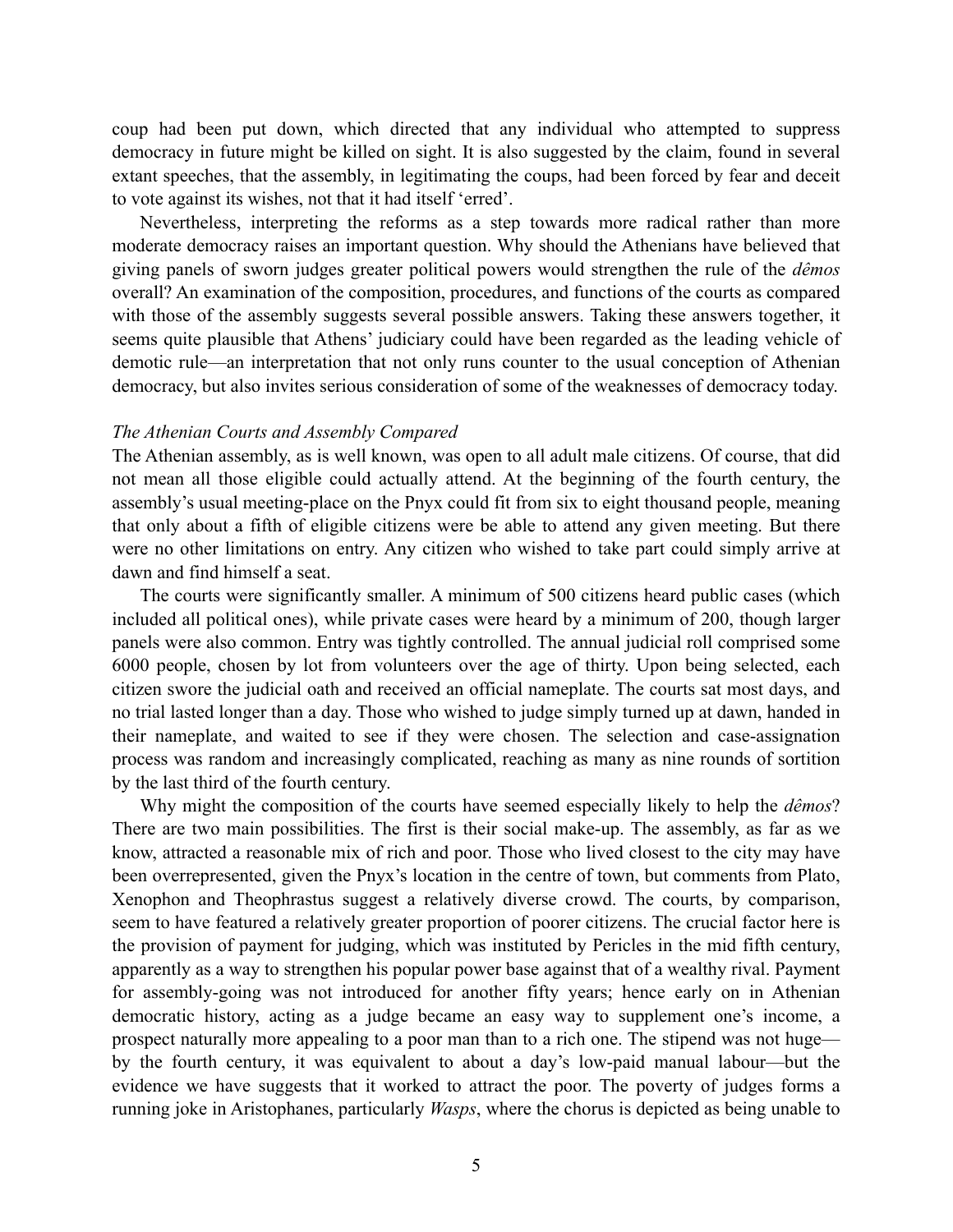coup had been put down, which directed that any individual who attempted to suppress democracy in future might be killed on sight. It is also suggested by the claim, found in several extant speeches, that the assembly, in legitimating the coups, had been forced by fear and deceit to vote against its wishes, not that it had itself 'erred'.

Nevertheless, interpreting the reforms as a step towards more radical rather than more moderate democracy raises an important question. Why should the Athenians have believed that giving panels of sworn judges greater political powers would strengthen the rule of the *dêmos* overall? An examination of the composition, procedures, and functions of the courts as compared with those of the assembly suggests several possible answers. Taking these answers together, it seems quite plausible that Athens' judiciary could have been regarded as the leading vehicle of demotic rule—an interpretation that not only runs counter to the usual conception of Athenian democracy, but also invites serious consideration of some of the weaknesses of democracy today.

### *The Athenian Courts and Assembly Compared*

The Athenian assembly, as is well known, was open to all adult male citizens. Of course, that did not mean all those eligible could actually attend. At the beginning of the fourth century, the assembly's usual meeting-place on the Pnyx could fit from six to eight thousand people, meaning that only about a fifth of eligible citizens were be able to attend any given meeting. But there were no other limitations on entry. Any citizen who wished to take part could simply arrive at dawn and find himself a seat.

The courts were significantly smaller. A minimum of 500 citizens heard public cases (which included all political ones), while private cases were heard by a minimum of 200, though larger panels were also common. Entry was tightly controlled. The annual judicial roll comprised some 6000 people, chosen by lot from volunteers over the age of thirty. Upon being selected, each citizen swore the judicial oath and received an official nameplate. The courts sat most days, and no trial lasted longer than a day. Those who wished to judge simply turned up at dawn, handed in their nameplate, and waited to see if they were chosen. The selection and case-assignation process was random and increasingly complicated, reaching as many as nine rounds of sortition by the last third of the fourth century.

Why might the composition of the courts have seemed especially likely to help the *dêmos*? There are two main possibilities. The first is their social make-up. The assembly, as far as we know, attracted a reasonable mix of rich and poor. Those who lived closest to the city may have been overrepresented, given the Pnyx's location in the centre of town, but comments from Plato, Xenophon and Theophrastus suggest a relatively diverse crowd. The courts, by comparison, seem to have featured a relatively greater proportion of poorer citizens. The crucial factor here is the provision of payment for judging, which was instituted by Pericles in the mid fifth century, apparently as a way to strengthen his popular power base against that of a wealthy rival. Payment for assembly-going was not introduced for another fifty years; hence early on in Athenian democratic history, acting as a judge became an easy way to supplement one's income, a prospect naturally more appealing to a poor man than to a rich one. The stipend was not huge—by the fourth century, it was equivalent to about a day's low-paid manual labour—but the evidence we have suggests that it worked to attract the poor. The poverty of judges forms a running joke in Aristophanes, particularly *Wasps*, where the chorus is depicted as being unable to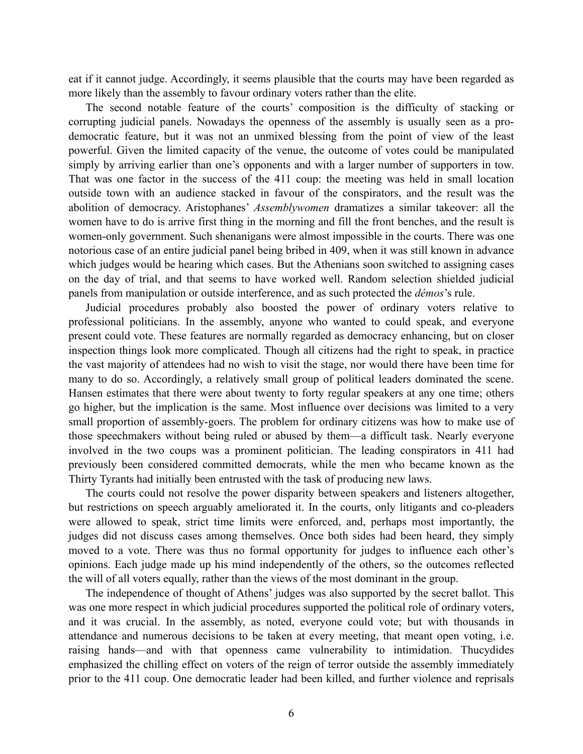eat if it cannot judge. Accordingly, it seems plausible that the courts may have been regarded as more likely than the assembly to favour ordinary voters rather than the elite.

The second notable feature of the courts' composition is the difficulty of stacking or corrupting judicial panels. Nowadays the openness of the assembly is usually seen as a pro-democratic feature, but it was not an unmixed blessing from the point of view of the least powerful. Given the limited capacity of the venue, the outcome of votes could be manipulated simply by arriving earlier than one's opponents and with a larger number of supporters in tow. That was one factor in the success of the 411 coup: the meeting was held in small location outside town with an audience stacked in favour of the conspirators, and the result was the abolition of democracy. Aristophanes' *Assemblywomen* dramatizes a similar takeover: all the women have to do is arrive first thing in the morning and fill the front benches, and the result is women-only government. Such shenanigans were almost impossible in the courts. There was one notorious case of an entire judicial panel being bribed in 409, when it was still known in advance which judges would be hearing which cases. But the Athenians soon switched to assigning cases on the day of trial, and that seems to have worked well. Random selection shielded judicial panels from manipulation or outside interference, and as such protected the *dêmos*'s rule.

Judicial procedures probably also boosted the power of ordinary voters relative to professional politicians. In the assembly, anyone who wanted to could speak, and everyone present could vote. These features are normally regarded as democracy enhancing, but on closer inspection things look more complicated. Though all citizens had the right to speak, in practice the vast majority of attendees had no wish to visit the stage, nor would there have been time for many to do so. Accordingly, a relatively small group of political leaders dominated the scene. Hansen estimates that there were about twenty to forty regular speakers at any one time; others go higher, but the implication is the same. Most influence over decisions was limited to a very small proportion of assembly-goers. The problem for ordinary citizens was how to make use of those speechmakers without being ruled or abused by them—a difficult task. Nearly everyone involved in the two coups was a prominent politician. The leading conspirators in 411 had previously been considered committed democrats, while the men who became known as the Thirty Tyrants had initially been entrusted with the task of producing new laws.

The courts could not resolve the power disparity between speakers and listeners altogether, but restrictions on speech arguably ameliorated it. In the courts, only litigants and co-pleaders were allowed to speak, strict time limits were enforced, and, perhaps most importantly, the judges did not discuss cases among themselves. Once both sides had been heard, they simply moved to a vote. There was thus no formal opportunity for judges to influence each other's opinions. Each judge made up his mind independently of the others, so the outcomes reflected the will of all voters equally, rather than the views of the most dominant in the group.

The independence of thought of Athens' judges was also supported by the secret ballot. This was one more respect in which judicial procedures supported the political role of ordinary voters, and it was crucial. In the assembly, as noted, everyone could vote; but with thousands in attendance and numerous decisions to be taken at every meeting, that meant open voting, i.e. raising hands—and with that openness came vulnerability to intimidation. Thucydides emphasized the chilling effect on voters of the reign of terror outside the assembly immediately prior to the 411 coup. One democratic leader had been killed, and further violence and reprisals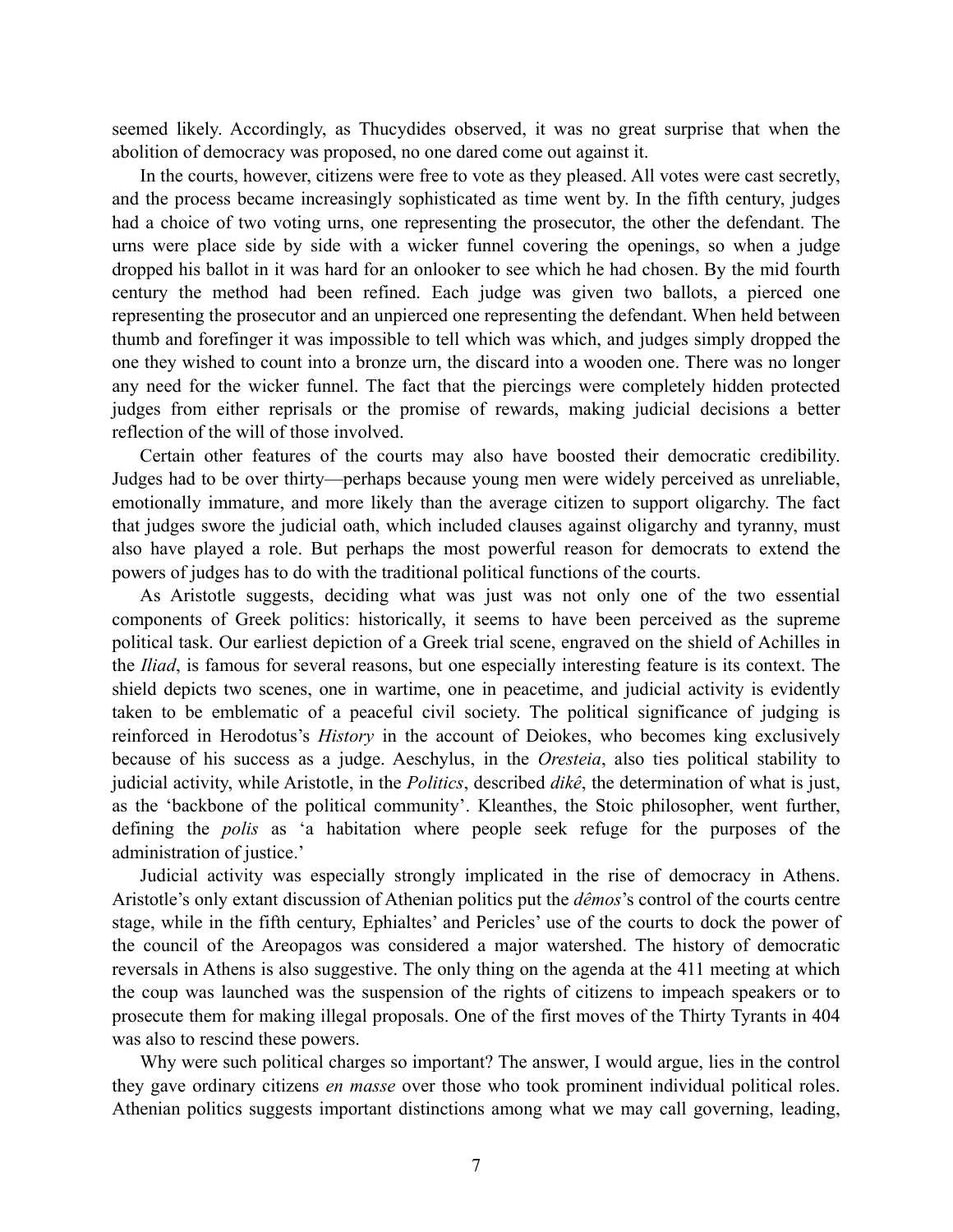seemed likely. Accordingly, as Thucydides observed, it was no great surprise that when the abolition of democracy was proposed, no one dared come out against it.

In the courts, however, citizens were free to vote as they pleased. All votes were cast secretly, and the process became increasingly sophisticated as time went by. In the fifth century, judges had a choice of two voting urns, one representing the prosecutor, the other the defendant. The urns were place side by side with a wicker funnel covering the openings, so when a judge dropped his ballot in it was hard for an onlooker to see which he had chosen. By the mid fourth century the method had been refined. Each judge was given two ballots, a pierced one representing the prosecutor and an unpierced one representing the defendant. When held between thumb and forefinger it was impossible to tell which was which, and judges simply dropped the one they wished to count into a bronze urn, the discard into a wooden one. There was no longer any need for the wicker funnel. The fact that the piercings were completely hidden protected judges from either reprisals or the promise of rewards, making judicial decisions a better reflection of the will of those involved.

Certain other features of the courts may also have boosted their democratic credibility. Judges had to be over thirty—perhaps because young men were widely perceived as unreliable, emotionally immature, and more likely than the average citizen to support oligarchy. The fact that judges swore the judicial oath, which included clauses against oligarchy and tyranny, must also have played a role. But perhaps the most powerful reason for democrats to extend the powers of judges has to do with the traditional political functions of the courts.

As Aristotle suggests, deciding what was just was not only one of the two essential components of Greek politics: historically, it seems to have been perceived as the supreme political task. Our earliest depiction of a Greek trial scene, engraved on the shield of Achilles in the *Iliad*, is famous for several reasons, but one especially interesting feature is its context. The shield depicts two scenes, one in wartime, one in peacetime, and judicial activity is evidently taken to be emblematic of a peaceful civil society. The political significance of judging is reinforced in Herodotus's *History* in the account of Deiokes, who becomes king exclusively because of his success as a judge. Aeschylus, in the *Oresteia*, also ties political stability to judicial activity, while Aristotle, in the *Politics*, described *dikê*, the determination of what is just, as the 'backbone of the political community'. Kleanthes, the Stoic philosopher, went further, defining the *polis* as 'a habitation where people seek refuge for the purposes of the administration of justice.'

Judicial activity was especially strongly implicated in the rise of democracy in Athens. Aristotle's only extant discussion of Athenian politics put the *dêmos*'s control of the courts centre stage, while in the fifth century, Ephialtes' and Pericles' use of the courts to dock the power of the council of the Areopagos was considered a major watershed. The history of democratic reversals in Athens is also suggestive. The only thing on the agenda at the 411 meeting at which the coup was launched was the suspension of the rights of citizens to impeach speakers or to prosecute them for making illegal proposals. One of the first moves of the Thirty Tyrants in 404 was also to rescind these powers.

Why were such political charges so important? The answer, I would argue, lies in the control they gave ordinary citizens *en masse* over those who took prominent individual political roles. Athenian politics suggests important distinctions among what we may call governing, leading,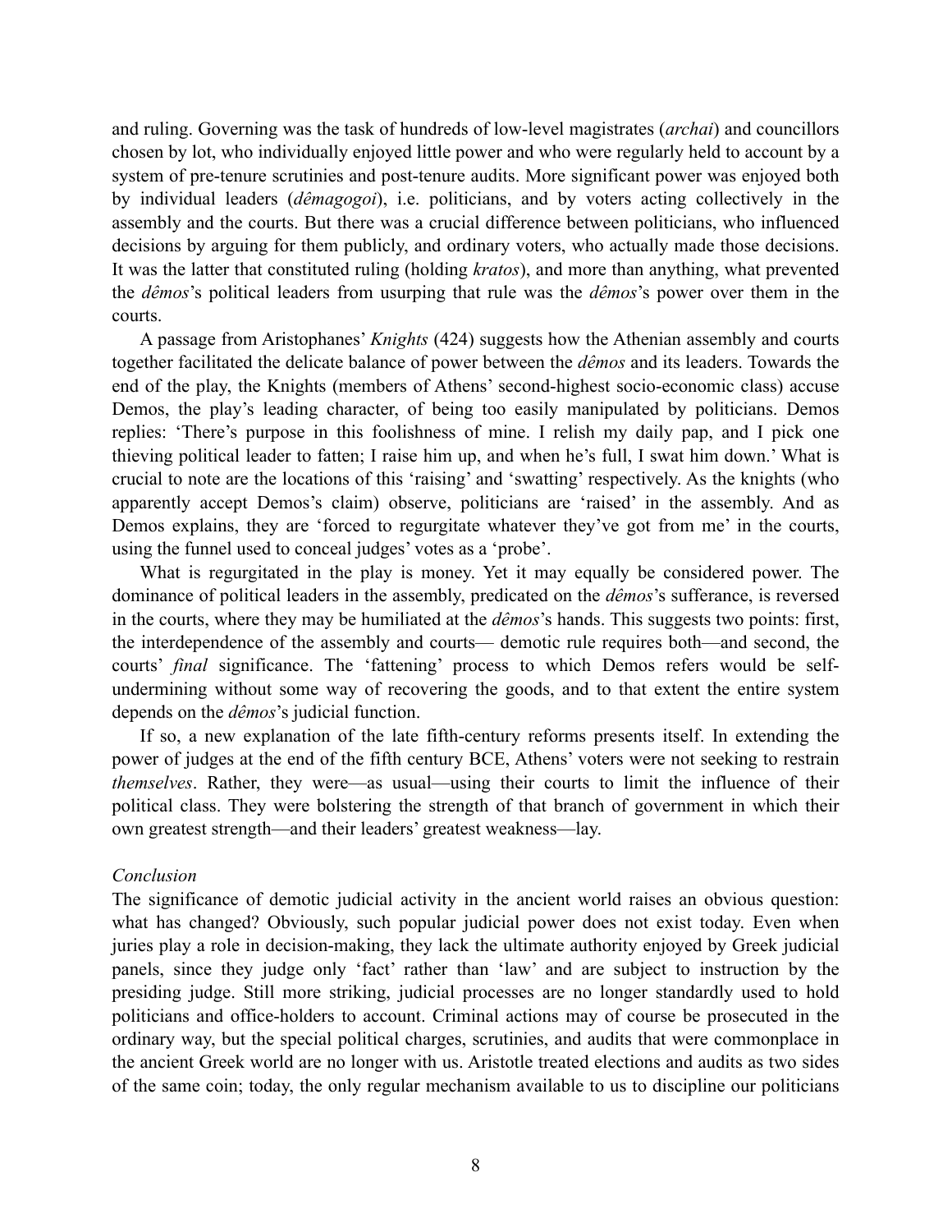and ruling. Governing was the task of hundreds of low-level magistrates (*archai*) and councillors chosen by lot, who individually enjoyed little power and who were regularly held to account by a system of pre-tenure scrutinies and post-tenure audits. More significant power was enjoyed both by individual leaders (*dêmagogoi*), i.e. politicians, and by voters acting collectively in the assembly and the courts. But there was a crucial difference between politicians, who influenced decisions by arguing for them publicly, and ordinary voters, who actually made those decisions. It was the latter that constituted ruling (holding *kratos*), and more than anything, what prevented the *dêmos*'s political leaders from usurping that rule was the *dêmos*'s power over them in the courts.

A passage from Aristophanes' *Knights* (424) suggests how the Athenian assembly and courts together facilitated the delicate balance of power between the *dêmos* and its leaders. Towards the end of the play, the Knights (members of Athens' second-highest socio-economic class) accuse Demos, the play's leading character, of being too easily manipulated by politicians. Demos replies: 'There's purpose in this foolishness of mine. I relish my daily pap, and I pick one thieving political leader to fatten; I raise him up, and when he's full, I swat him down.' What is crucial to note are the locations of this 'raising' and 'swatting' respectively. As the knights (who apparently accept Demos's claim) observe, politicians are 'raised' in the assembly. And as Demos explains, they are 'forced to regurgitate whatever they've got from me' in the courts, using the funnel used to conceal judges' votes as a 'probe'.

What is regurgitated in the play is money. Yet it may equally be considered power. The dominance of political leaders in the assembly, predicated on the *dêmos*'s sufferance, is reversed in the courts, where they may be humiliated at the *dêmos*'s hands. This suggests two points: first, the interdependence of the assembly and courts— demotic rule requires both—and second, the courts' *final* significance. The 'fattening' process to which Demos refers would be self-undermining without some way of recovering the goods, and to that extent the entire system depends on the *dêmos*'s judicial function.

If so, a new explanation of the late fifth-century reforms presents itself. In extending the power of judges at the end of the fifth century BCE, Athens' voters were not seeking to restrain *themselves*. Rather, they were—as usual—using their courts to limit the influence of their political class. They were bolstering the strength of that branch of government in which their own greatest strength—and their leaders' greatest weakness—lay.

*Conclusion*

The significance of demotic judicial activity in the ancient world raises an obvious question: what has changed? Obviously, such popular judicial power does not exist today. Even when juries play a role in decision-making, they lack the ultimate authority enjoyed by Greek judicial panels, since they judge only 'fact' rather than 'law' and are subject to instruction by the presiding judge. Still more striking, judicial processes are no longer standardly used to hold politicians and office-holders to account. Criminal actions may of course be prosecuted in the ordinary way, but the special political charges, scrutinies, and audits that were commonplace in the ancient Greek world are no longer with us. Aristotle treated elections and audits as two sides of the same coin; today, the only regular mechanism available to us to discipline our politicians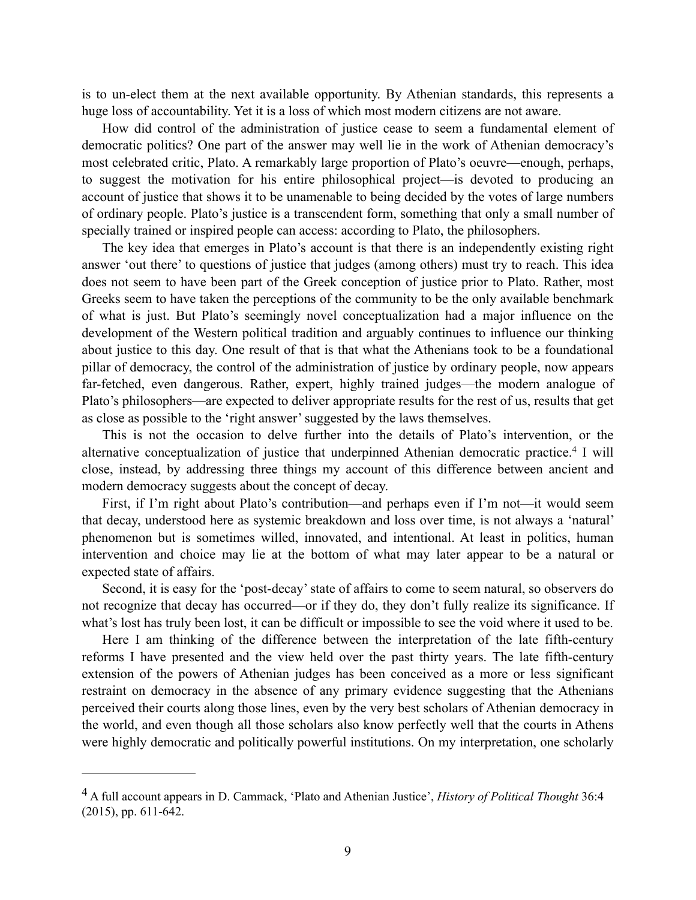is to un-elect them at the next available opportunity. By Athenian standards, this represents a huge loss of accountability. Yet it is a loss of which most modern citizens are not aware.

How did control of the administration of justice cease to seem a fundamental element of democratic politics? One part of the answer may well lie in the work of Athenian democracy's most celebrated critic, Plato. A remarkably large proportion of Plato's oeuvre—enough, perhaps, to suggest the motivation for his entire philosophical project—is devoted to producing an account of justice that shows it to be unamenable to being decided by the votes of large numbers of ordinary people. Plato's justice is a transcendent form, something that only a small number of specially trained or inspired people can access: according to Plato, the philosophers.

The key idea that emerges in Plato's account is that there is an independently existing right answer 'out there' to questions of justice that judges (among others) must try to reach. This idea does not seem to have been part of the Greek conception of justice prior to Plato. Rather, most Greeks seem to have taken the perceptions of the community to be the only available benchmark of what is just. But Plato's seemingly novel conceptualization had a major influence on the development of the Western political tradition and arguably continues to influence our thinking about justice to this day. One result of that is that what the Athenians took to be a foundational pillar of democracy, the control of the administration of justice by ordinary people, now appears far-fetched, even dangerous. Rather, expert, highly trained judges—the modern analogue of Plato's philosophers—are expected to deliver appropriate results for the rest of us, results that get as close as possible to the 'right answer' suggested by the laws themselves.

This is not the occasion to delve further into the details of Plato's intervention, or the alternative conceptualization of justice that underpinned Athenian democratic practice.[4] I will close, instead, by addressing three things my account of this difference between ancient and modern democracy suggests about the concept of decay.

First, if I'm right about Plato's contribution—and perhaps even if I'm not—it would seem that decay, understood here as systemic breakdown and loss over time, is not always a 'natural' phenomenon but is sometimes willed, innovated, and intentional. At least in politics, human intervention and choice may lie at the bottom of what may later appear to be a natural or expected state of affairs.

Second, it is easy for the 'post-decay' state of affairs to come to seem natural, so observers do not recognize that decay has occurred—or if they do, they don't fully realize its significance. If what's lost has truly been lost, it can be difficult or impossible to see the void where it used to be.

Here I am thinking of the difference between the interpretation of the late fifth-century reforms I have presented and the view held over the past thirty years. The late fifth-century extension of the powers of Athenian judges has been conceived as a more or less significant restraint on democracy in the absence of any primary evidence suggesting that the Athenians perceived their courts along those lines, even by the very best scholars of Athenian democracy in the world, and even though all those scholars also know perfectly well that the courts in Athens were highly democratic and politically powerful institutions. On my interpretation, one scholarly

---

[4] A full account appears in D. Cammack, 'Plato and Athenian Justice', *History of Political Thought* 36:4 (2015), pp. 611-642.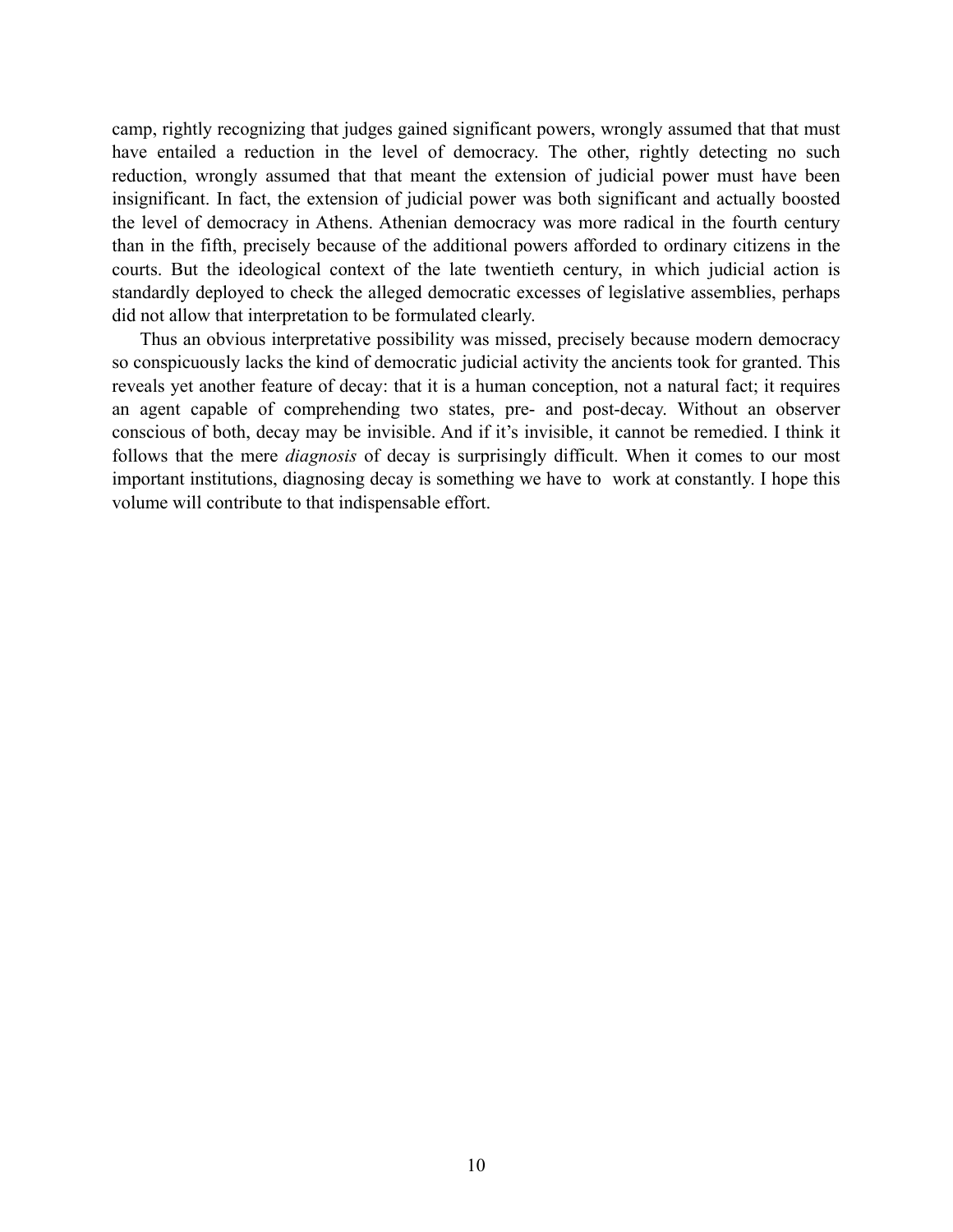camp, rightly recognizing that judges gained significant powers, wrongly assumed that that must have entailed a reduction in the level of democracy. The other, rightly detecting no such reduction, wrongly assumed that that meant the extension of judicial power must have been insignificant. In fact, the extension of judicial power was both significant and actually boosted the level of democracy in Athens. Athenian democracy was more radical in the fourth century than in the fifth, precisely because of the additional powers afforded to ordinary citizens in the courts. But the ideological context of the late twentieth century, in which judicial action is standardly deployed to check the alleged democratic excesses of legislative assemblies, perhaps did not allow that interpretation to be formulated clearly.

Thus an obvious interpretative possibility was missed, precisely because modern democracy so conspicuously lacks the kind of democratic judicial activity the ancients took for granted. This reveals yet another feature of decay: that it is a human conception, not a natural fact; it requires an agent capable of comprehending two states, pre- and post-decay. Without an observer conscious of both, decay may be invisible. And if it's invisible, it cannot be remedied. I think it follows that the mere *diagnosis* of decay is surprisingly difficult. When it comes to our most important institutions, diagnosing decay is something we have to work at constantly. I hope this volume will contribute to that indispensable effort.